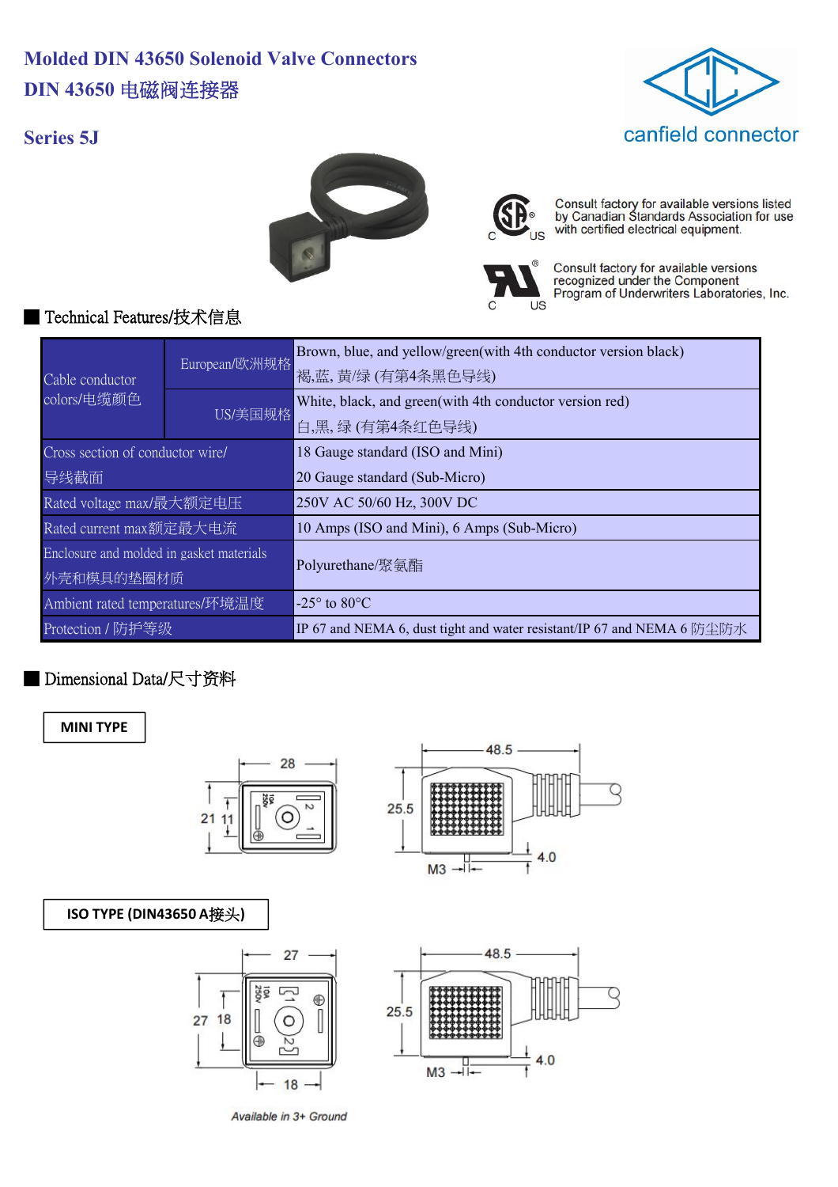# Molded DIN 43650 Solenoid Valve Connectors
# DIN 43650 电磁阀连接器

## Series 5J

canfield connector

Consult factory for available versions listed by Canadian Standards Association for use with certified electrical equipment.

Consult factory for available versions recognized under the Component Program of Underwriters Laboratories, Inc.

## Technical Features/技术信息

| | | |
|---|---|---|
| Cable conductor colors/电缆颜色 | European/欧洲规格 | Brown, blue, and yellow/green(with 4th conductor version black) 褐,蓝, 黄/绿 (有第4条黑色导线) |
| | US/美国规格 | White, black, and green(with 4th conductor version red) 白,黑, 绿 (有第4条红色导线) |
| Cross section of conductor wire/ 导线截面 | | 18 Gauge standard (ISO and Mini) 20 Gauge standard (Sub-Micro) |
| Rated voltage max/最大额定电压 | | 250V AC 50/60 Hz, 300V DC |
| Rated current max额定最大电流 | | 10 Amps (ISO and Mini), 6 Amps (Sub-Micro) |
| Enclosure and molded in gasket materials 外壳和模具的垫圈材质 | | Polyurethane/聚氨酯 |
| Ambient rated temperatures/环境温度 | | -25° to 80°C |
| Protection / 防护等级 | | IP 67 and NEMA 6, dust tight and water resistant/IP 67 and NEMA 6 防尘防水 |

## Dimensional Data/尺寸资料

**MINI TYPE**

28, 21, 11, 48.5, 25.5, 4.0, M3

**ISO TYPE (DIN43650 A接头)**

27, 27, 18, 18, 48.5, 25.5, 4.0, M3

*Available in 3+ Ground*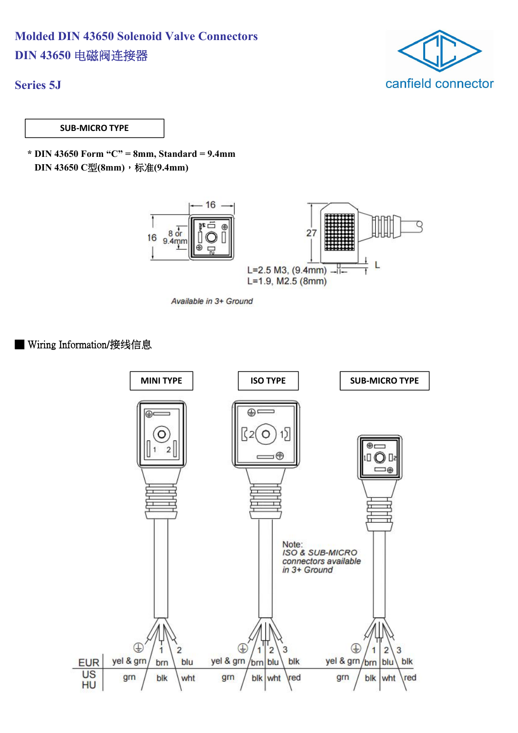# Molded DIN 43650 Solenoid Valve Connectors

# DIN 43650 电磁阀连接器

## Series 5J

canfield connector

**SUB-MICRO TYPE**

**\* DIN 43650 Form "C" = 8mm, Standard = 9.4mm**
**DIN 43650 C型(8mm)，标准(9.4mm)**

16

16

8 or 9.4mm

27

L=2.5 M3, (9.4mm)
L=1.9, M2.5 (8mm)

L

*Available in 3+ Ground*

## ■ Wiring Information/接线信息

**MINI TYPE** | **ISO TYPE** | **SUB-MICRO TYPE**

Note:
*ISO & SUB-MICRO connectors available in 3+ Ground*

| | MINI TYPE | | | ISO TYPE | | | | SUB-MICRO TYPE | | | |
|---|---|---|---|---|---|---|---|---|---|---|---|
| | ⏚ | 1 | 2 | ⏚ | 1 | 2 | 3 | ⏚ | 1 | 2 | 3 |
| EUR | yel & grn | brn | blu | yel & grn | brn | blu | blk | yel & grn | brn | blu | blk |
| US HU | grn | blk | wht | grn | blk | wht | red | grn | blk | wht | red |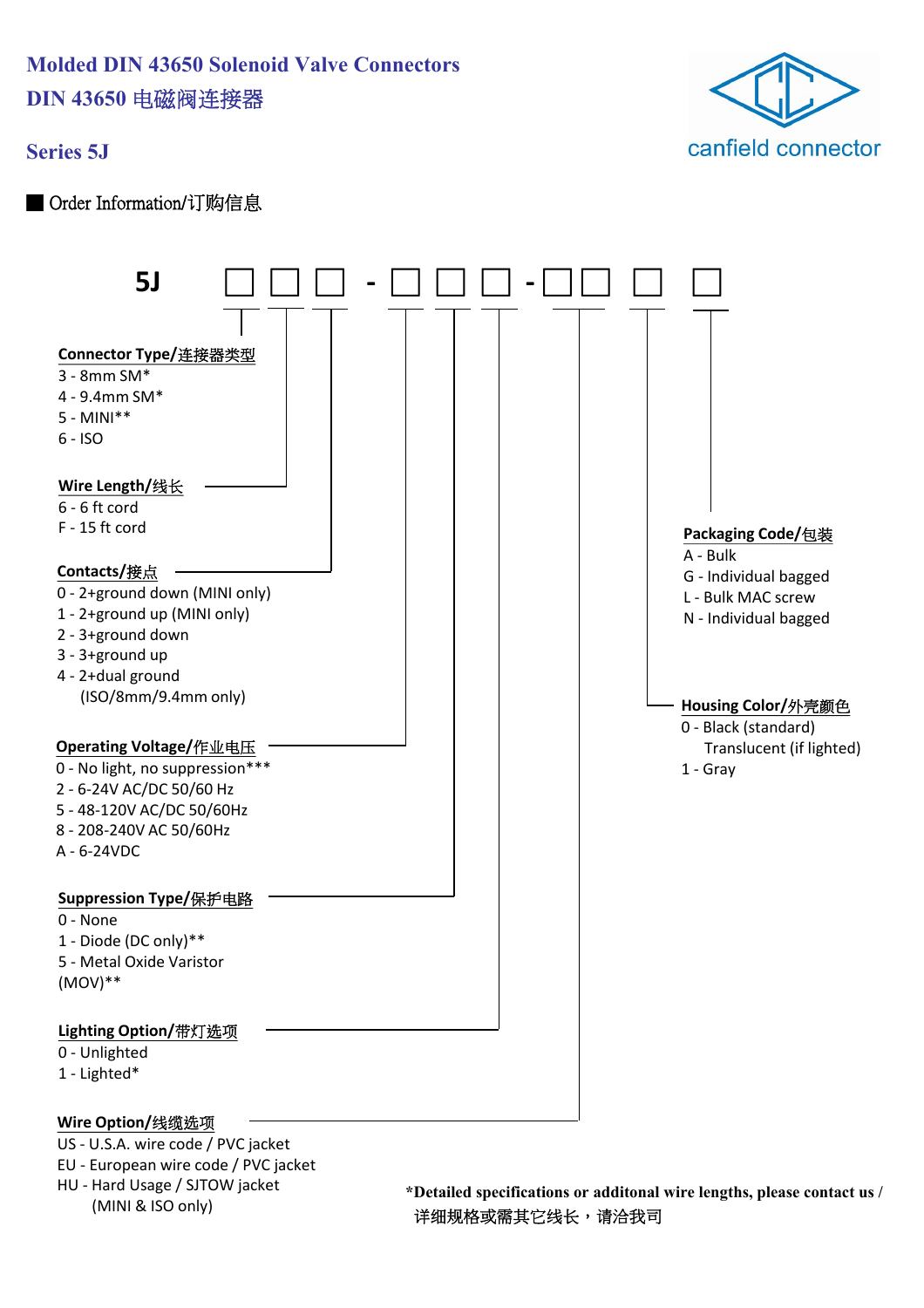# Molded DIN 43650 Solenoid Valve Connectors
# DIN 43650 电磁阀连接器

canfield connector

## Series 5J

### Order Information/订购信息

5J □ □ □ - □ □ □ - □□ □ □

**Connector Type/连接器类型**
3 - 8mm SM*
4 - 9.4mm SM*
5 - MINI**
6 - ISO

**Wire Length/线长**
6 - 6 ft cord
F - 15 ft cord

**Contacts/接点**
0 - 2+ground down (MINI only)
1 - 2+ground up (MINI only)
2 - 3+ground down
3 - 3+ground up
4 - 2+dual ground
(ISO/8mm/9.4mm only)

**Operating Voltage/作业电压**
0 - No light, no suppression***
2 - 6-24V AC/DC 50/60 Hz
5 - 48-120V AC/DC 50/60Hz
8 - 208-240V AC 50/60Hz
A - 6-24VDC

**Suppression Type/保护电路**
0 - None
1 - Diode (DC only)**
5 - Metal Oxide Varistor
(MOV)**

**Lighting Option/带灯选项**
0 - Unlighted
1 - Lighted*

**Wire Option/线缆选项**
US - U.S.A. wire code / PVC jacket
EU - European wire code / PVC jacket
HU - Hard Usage / SJTOW jacket
(MINI & ISO only)

**Housing Color/外壳颜色**
0 - Black (standard)
Translucent (if lighted)
1 - Gray

**Packaging Code/包装**
A - Bulk
G - Individual bagged
L - Bulk MAC screw
N - Individual bagged

*Detailed specifications or additonal wire lengths, please contact us /
详细规格或需其它线长，请洽我司